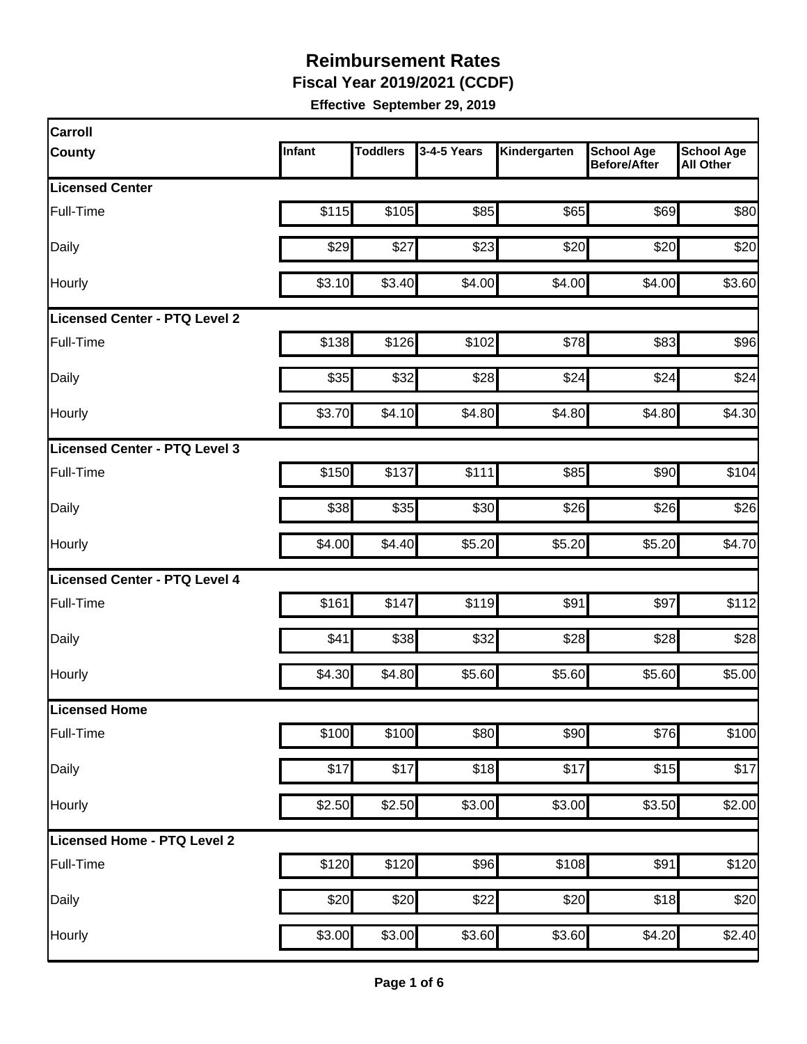# Reimbursement Rates

**Fiscal Year 2019/2021 (CCDF)**

**Effective September 29, 2019**

| Carroll County | Infant | Toddlers | 3-4-5 Years | Kindergarten | School Age Before/After | School Age All Other |
|---|---|---|---|---|---|---|
| **Licensed Center** | | | | | | |
| Full-Time | $115 | $105 | $85 | $65 | $69 | $80 |
| Daily | $29 | $27 | $23 | $20 | $20 | $20 |
| Hourly | $3.10 | $3.40 | $4.00 | $4.00 | $4.00 | $3.60 |
| **Licensed Center - PTQ Level 2** | | | | | | |
| Full-Time | $138 | $126 | $102 | $78 | $83 | $96 |
| Daily | $35 | $32 | $28 | $24 | $24 | $24 |
| Hourly | $3.70 | $4.10 | $4.80 | $4.80 | $4.80 | $4.30 |
| **Licensed Center - PTQ Level 3** | | | | | | |
| Full-Time | $150 | $137 | $111 | $85 | $90 | $104 |
| Daily | $38 | $35 | $30 | $26 | $26 | $26 |
| Hourly | $4.00 | $4.40 | $5.20 | $5.20 | $5.20 | $4.70 |
| **Licensed Center - PTQ Level 4** | | | | | | |
| Full-Time | $161 | $147 | $119 | $91 | $97 | $112 |
| Daily | $41 | $38 | $32 | $28 | $28 | $28 |
| Hourly | $4.30 | $4.80 | $5.60 | $5.60 | $5.60 | $5.00 |
| **Licensed Home** | | | | | | |
| Full-Time | $100 | $100 | $80 | $90 | $76 | $100 |
| Daily | $17 | $17 | $18 | $17 | $15 | $17 |
| Hourly | $2.50 | $2.50 | $3.00 | $3.00 | $3.50 | $2.00 |
| **Licensed Home - PTQ Level 2** | | | | | | |
| Full-Time | $120 | $120 | $96 | $108 | $91 | $120 |
| Daily | $20 | $20 | $22 | $20 | $18 | $20 |
| Hourly | $3.00 | $3.00 | $3.60 | $3.60 | $4.20 | $2.40 |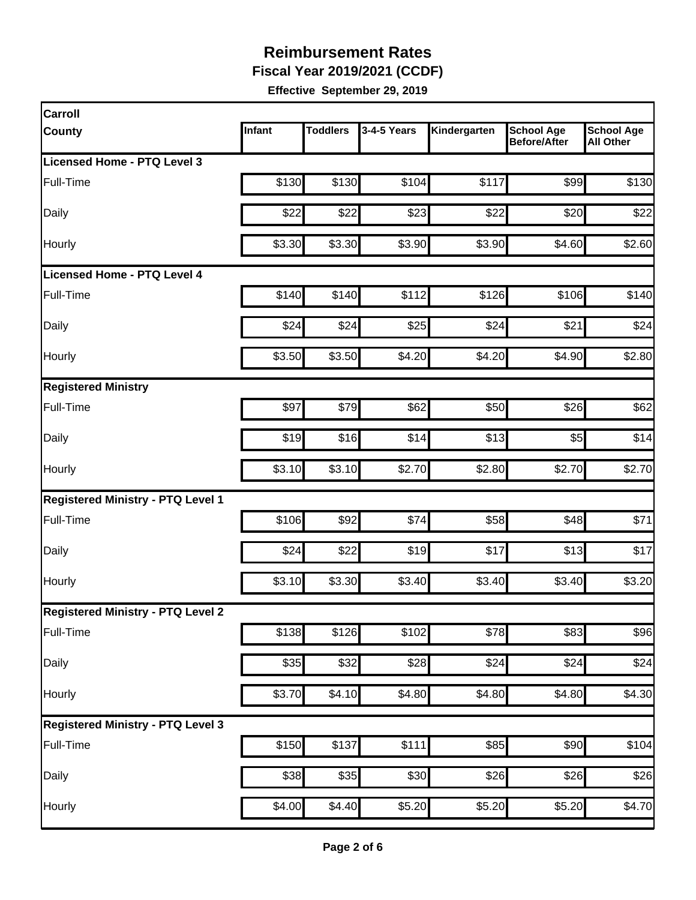# Reimbursement Rates

**Fiscal Year 2019/2021 (CCDF)**

**Effective September 29, 2019**

| Carroll County | Infant | Toddlers | 3-4-5 Years | Kindergarten | School Age Before/After | School Age All Other |
|---|---|---|---|---|---|---|
| **Licensed Home - PTQ Level 3** | | | | | | |
| Full-Time | $130 | $130 | $104 | $117 | $99 | $130 |
| Daily | $22 | $22 | $23 | $22 | $20 | $22 |
| Hourly | $3.30 | $3.30 | $3.90 | $3.90 | $4.60 | $2.60 |
| **Licensed Home - PTQ Level 4** | | | | | | |
| Full-Time | $140 | $140 | $112 | $126 | $106 | $140 |
| Daily | $24 | $24 | $25 | $24 | $21 | $24 |
| Hourly | $3.50 | $3.50 | $4.20 | $4.20 | $4.90 | $2.80 |
| **Registered Ministry** | | | | | | |
| Full-Time | $97 | $79 | $62 | $50 | $26 | $62 |
| Daily | $19 | $16 | $14 | $13 | $5 | $14 |
| Hourly | $3.10 | $3.10 | $2.70 | $2.80 | $2.70 | $2.70 |
| **Registered Ministry - PTQ Level 1** | | | | | | |
| Full-Time | $106 | $92 | $74 | $58 | $48 | $71 |
| Daily | $24 | $22 | $19 | $17 | $13 | $17 |
| Hourly | $3.10 | $3.30 | $3.40 | $3.40 | $3.40 | $3.20 |
| **Registered Ministry - PTQ Level 2** | | | | | | |
| Full-Time | $138 | $126 | $102 | $78 | $83 | $96 |
| Daily | $35 | $32 | $28 | $24 | $24 | $24 |
| Hourly | $3.70 | $4.10 | $4.80 | $4.80 | $4.80 | $4.30 |
| **Registered Ministry - PTQ Level 3** | | | | | | |
| Full-Time | $150 | $137 | $111 | $85 | $90 | $104 |
| Daily | $38 | $35 | $30 | $26 | $26 | $26 |
| Hourly | $4.00 | $4.40 | $5.20 | $5.20 | $5.20 | $4.70 |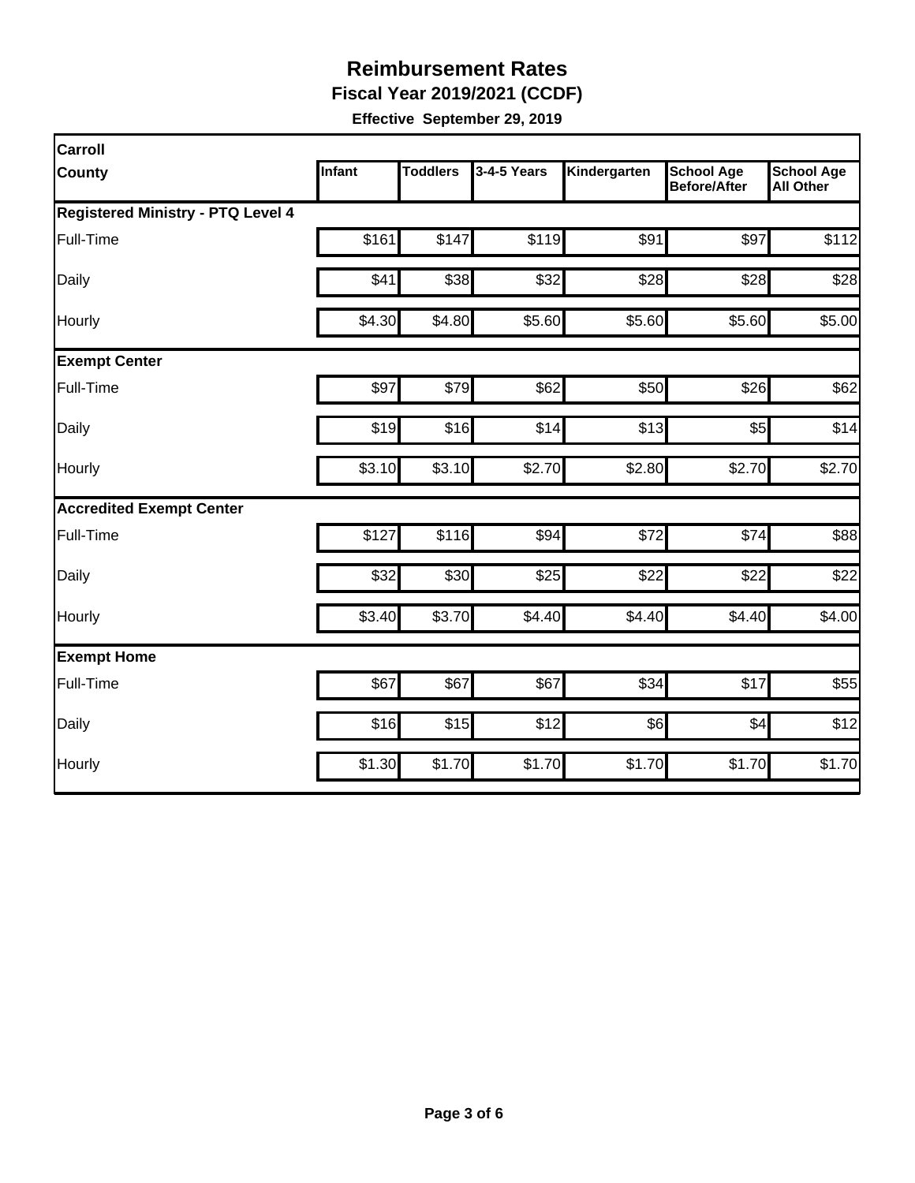# Reimbursement Rates

**Fiscal Year 2019/2021 (CCDF)**

**Effective September 29, 2019**

| Carroll County | Infant | Toddlers | 3-4-5 Years | Kindergarten | School Age Before/After | School Age All Other |
|---|---|---|---|---|---|---|
| **Registered Ministry - PTQ Level 4** | | | | | | |
| Full-Time | $161 | $147 | $119 | $91 | $97 | $112 |
| Daily | $41 | $38 | $32 | $28 | $28 | $28 |
| Hourly | $4.30 | $4.80 | $5.60 | $5.60 | $5.60 | $5.00 |
| **Exempt Center** | | | | | | |
| Full-Time | $97 | $79 | $62 | $50 | $26 | $62 |
| Daily | $19 | $16 | $14 | $13 | $5 | $14 |
| Hourly | $3.10 | $3.10 | $2.70 | $2.80 | $2.70 | $2.70 |
| **Accredited Exempt Center** | | | | | | |
| Full-Time | $127 | $116 | $94 | $72 | $74 | $88 |
| Daily | $32 | $30 | $25 | $22 | $22 | $22 |
| Hourly | $3.40 | $3.70 | $4.40 | $4.40 | $4.40 | $4.00 |
| **Exempt Home** | | | | | | |
| Full-Time | $67 | $67 | $67 | $34 | $17 | $55 |
| Daily | $16 | $15 | $12 | $6 | $4 | $12 |
| Hourly | $1.30 | $1.70 | $1.70 | $1.70 | $1.70 | $1.70 |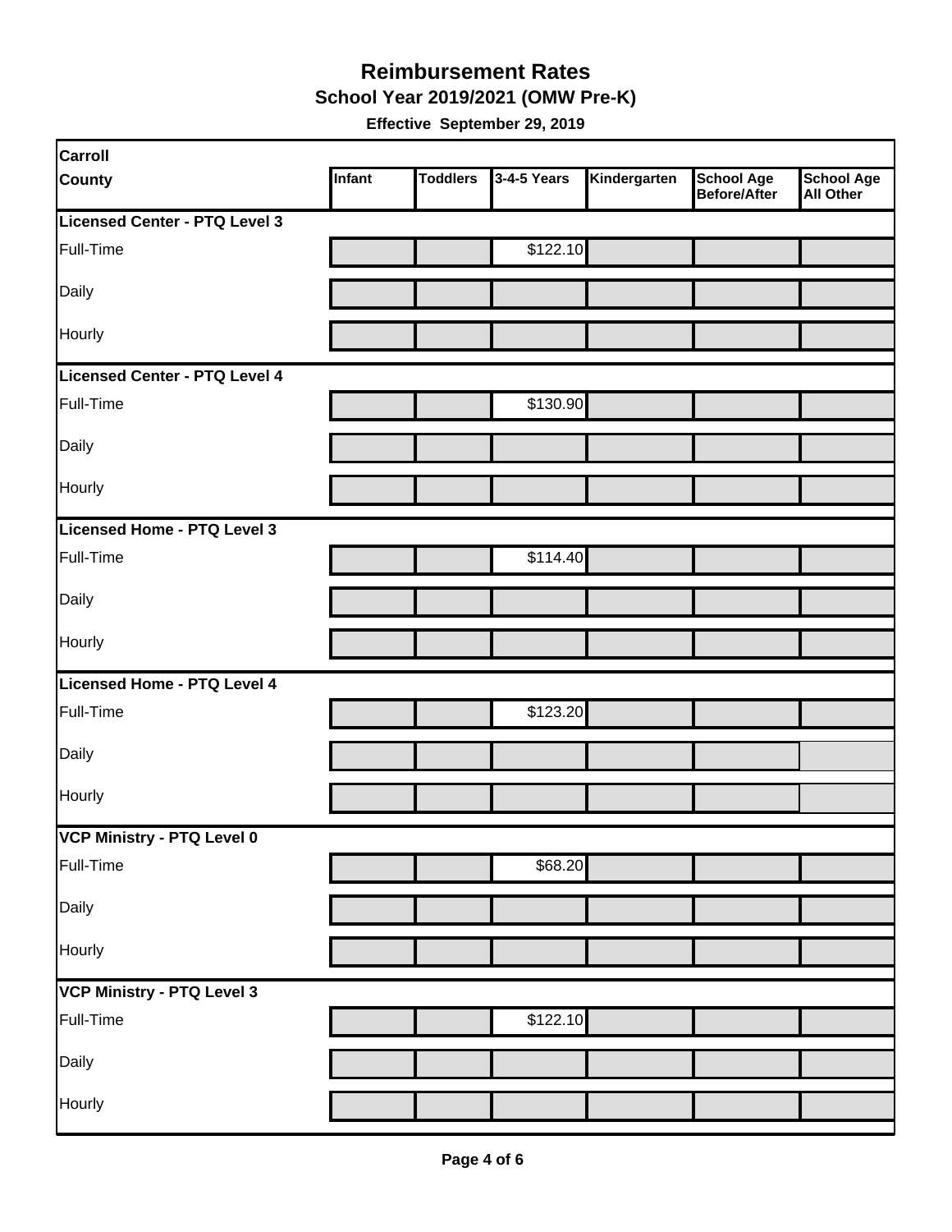# Reimbursement Rates

## School Year 2019/2021 (OMW Pre-K)

**Effective September 29, 2019**

| Carroll County | Infant | Toddlers | 3-4-5 Years | Kindergarten | School Age Before/After | School Age All Other |
|---|---|---|---|---|---|---|
| **Licensed Center - PTQ Level 3** | | | | | | |
| Full-Time | | | $122.10 | | | |
| Daily | | | | | | |
| Hourly | | | | | | |
| **Licensed Center - PTQ Level 4** | | | | | | |
| Full-Time | | | $130.90 | | | |
| Daily | | | | | | |
| Hourly | | | | | | |
| **Licensed Home - PTQ Level 3** | | | | | | |
| Full-Time | | | $114.40 | | | |
| Daily | | | | | | |
| Hourly | | | | | | |
| **Licensed Home - PTQ Level 4** | | | | | | |
| Full-Time | | | $123.20 | | | |
| Daily | | | | | | |
| Hourly | | | | | | |
| **VCP Ministry - PTQ Level 0** | | | | | | |
| Full-Time | | | $68.20 | | | |
| Daily | | | | | | |
| Hourly | | | | | | |
| **VCP Ministry - PTQ Level 3** | | | | | | |
| Full-Time | | | $122.10 | | | |
| Daily | | | | | | |
| Hourly | | | | | | |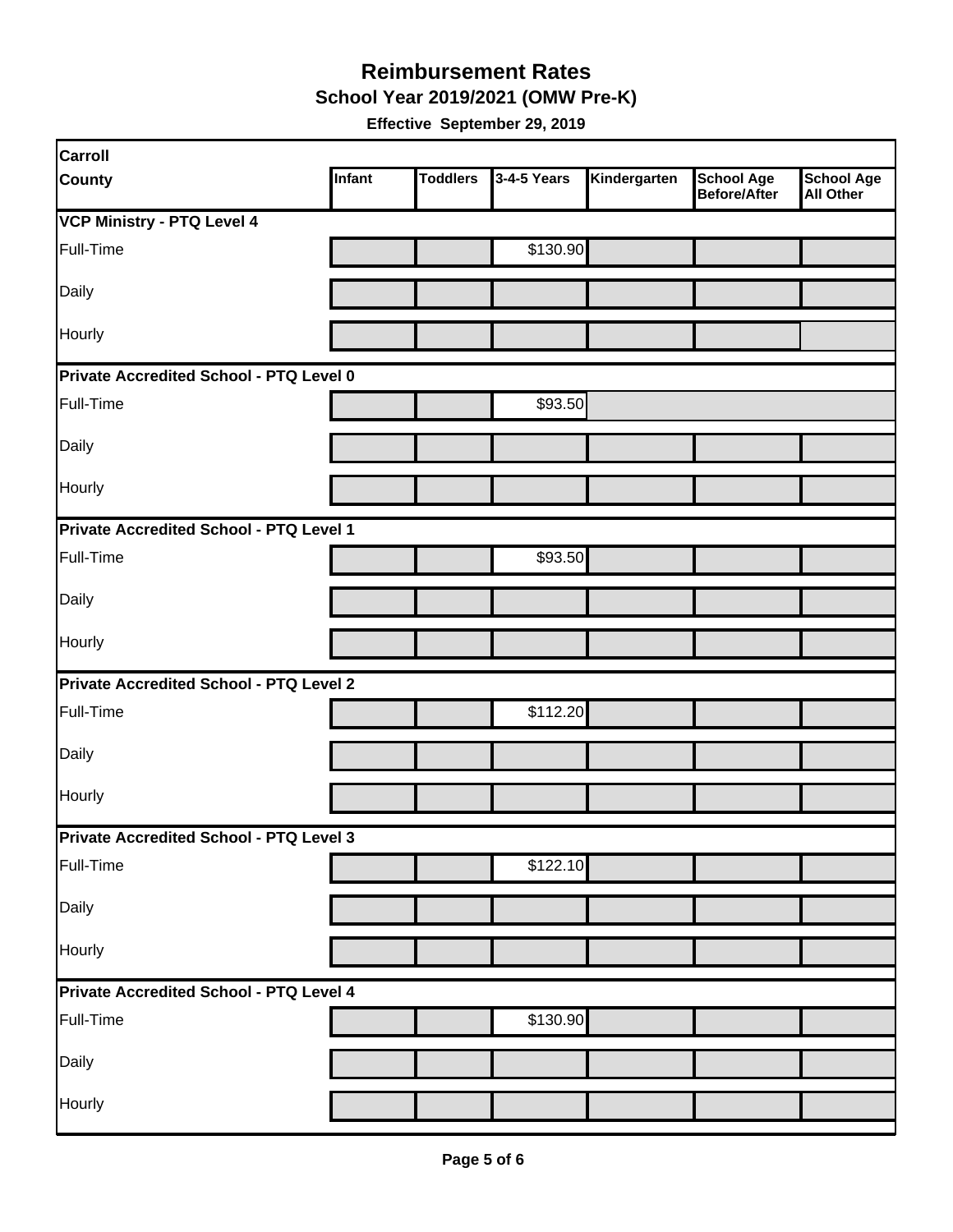# Reimbursement Rates

## School Year 2019/2021 (OMW Pre-K)

**Effective September 29, 2019**

| Carroll County | Infant | Toddlers | 3-4-5 Years | Kindergarten | School Age Before/After | School Age All Other |
|---|---|---|---|---|---|---|
| **VCP Ministry - PTQ Level 4** | | | | | | |
| Full-Time | | | $130.90 | | | |
| Daily | | | | | | |
| Hourly | | | | | | |
| **Private Accredited School - PTQ Level 0** | | | | | | |
| Full-Time | | | $93.50 | | | |
| Daily | | | | | | |
| Hourly | | | | | | |
| **Private Accredited School - PTQ Level 1** | | | | | | |
| Full-Time | | | $93.50 | | | |
| Daily | | | | | | |
| Hourly | | | | | | |
| **Private Accredited School - PTQ Level 2** | | | | | | |
| Full-Time | | | $112.20 | | | |
| Daily | | | | | | |
| Hourly | | | | | | |
| **Private Accredited School - PTQ Level 3** | | | | | | |
| Full-Time | | | $122.10 | | | |
| Daily | | | | | | |
| Hourly | | | | | | |
| **Private Accredited School - PTQ Level 4** | | | | | | |
| Full-Time | | | $130.90 | | | |
| Daily | | | | | | |
| Hourly | | | | | | |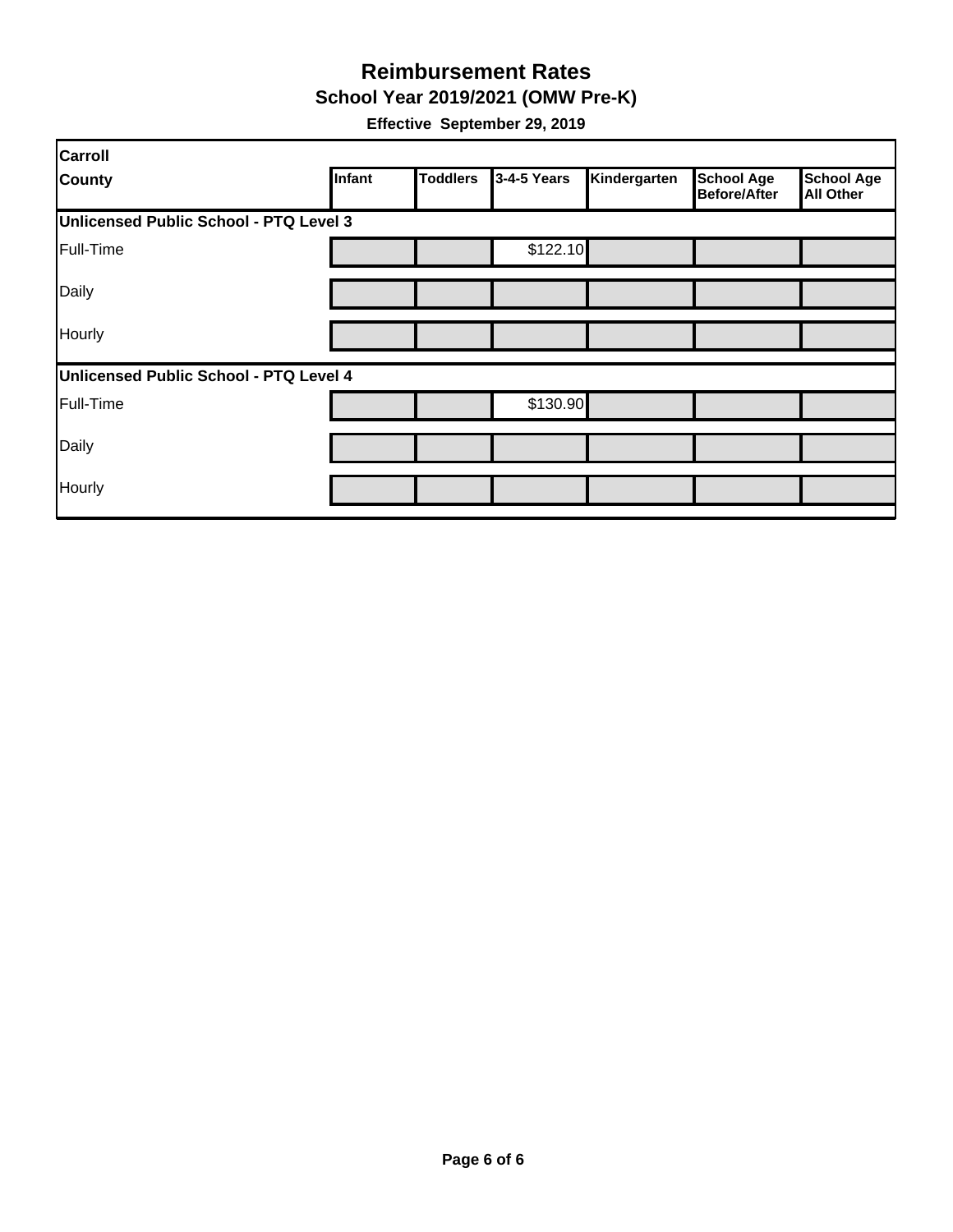# Reimbursement Rates

## School Year 2019/2021 (OMW Pre-K)

**Effective September 29, 2019**

| Carroll County | Infant | Toddlers | 3-4-5 Years | Kindergarten | School Age Before/After | School Age All Other |
|---|---|---|---|---|---|---|
| **Unlicensed Public School - PTQ Level 3** | | | | | | |
| Full-Time | | | $122.10 | | | |
| Daily | | | | | | |
| Hourly | | | | | | |
| **Unlicensed Public School - PTQ Level 4** | | | | | | |
| Full-Time | | | $130.90 | | | |
| Daily | | | | | | |
| Hourly | | | | | | |